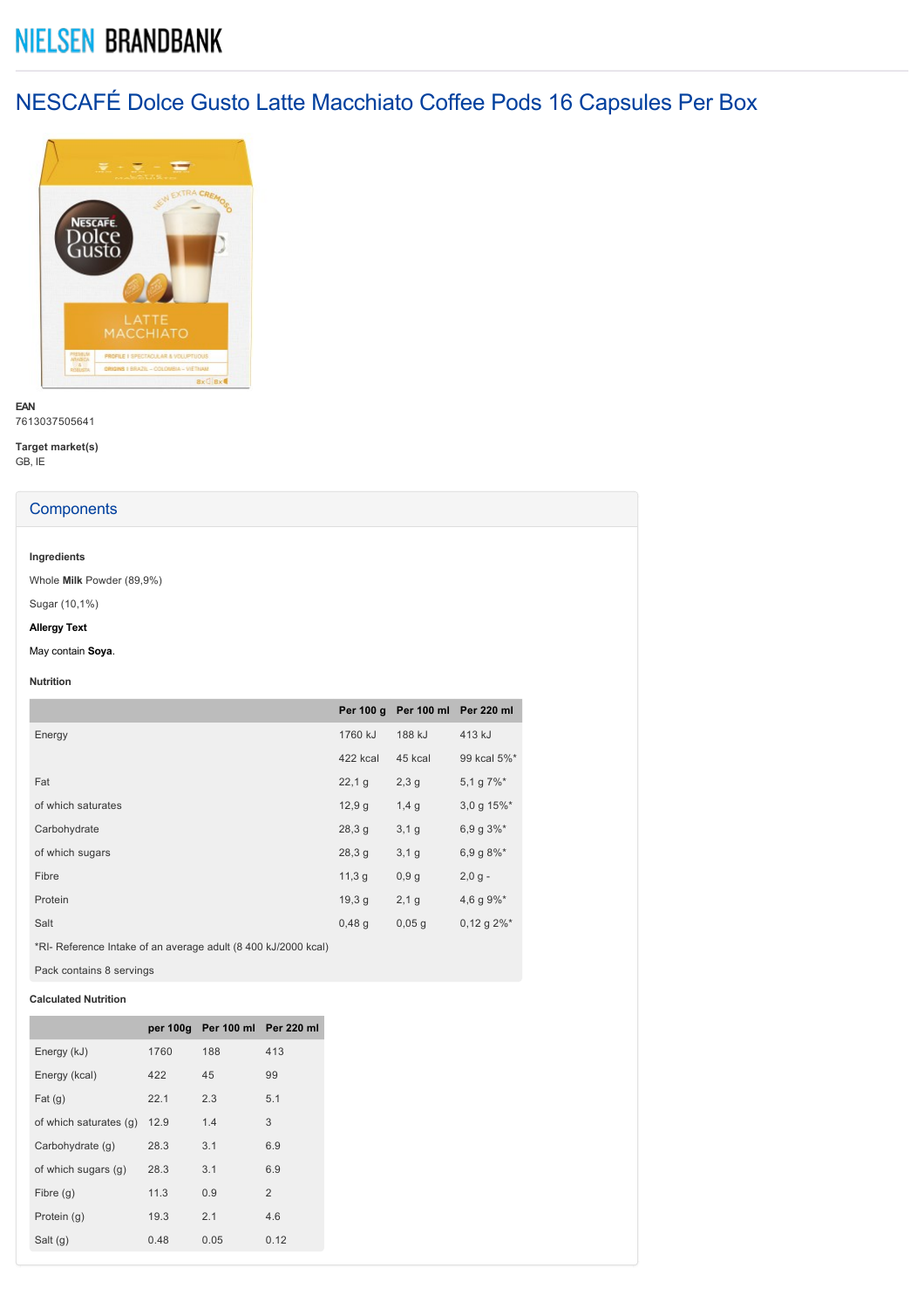NIELSEN BRANDBANK

# NESCAFÉ Dolce Gusto Latte Macchiato Coffee Pods 16 Capsules Per Box

**EAN**
7613037505641

**Target market(s)**
GB, IE

## Components

**Ingredients**

Whole **Milk** Powder (89,9%)

Sugar (10,1%)

**Allergy Text**

May contain **Soya**.

**Nutrition**

| | Per 100 g | Per 100 ml | Per 220 ml |
|---|---|---|---|
| Energy | 1760 kJ | 188 kJ | 413 kJ |
| | 422 kcal | 45 kcal | 99 kcal 5%* |
| Fat | 22,1 g | 2,3 g | 5,1 g 7%* |
| of which saturates | 12,9 g | 1,4 g | 3,0 g 15%* |
| Carbohydrate | 28,3 g | 3,1 g | 6,9 g 3%* |
| of which sugars | 28,3 g | 3,1 g | 6,9 g 8%* |
| Fibre | 11,3 g | 0,9 g | 2,0 g - |
| Protein | 19,3 g | 2,1 g | 4,6 g 9%* |
| Salt | 0,48 g | 0,05 g | 0,12 g 2%* |

*RI- Reference Intake of an average adult (8 400 kJ/2000 kcal)

Pack contains 8 servings

**Calculated Nutrition**

| | per 100g | Per 100 ml | Per 220 ml |
|---|---|---|---|
| Energy (kJ) | 1760 | 188 | 413 |
| Energy (kcal) | 422 | 45 | 99 |
| Fat (g) | 22.1 | 2.3 | 5.1 |
| of which saturates (g) | 12.9 | 1.4 | 3 |
| Carbohydrate (g) | 28.3 | 3.1 | 6.9 |
| of which sugars (g) | 28.3 | 3.1 | 6.9 |
| Fibre (g) | 11.3 | 0.9 | 2 |
| Protein (g) | 19.3 | 2.1 | 4.6 |
| Salt (g) | 0.48 | 0.05 | 0.12 |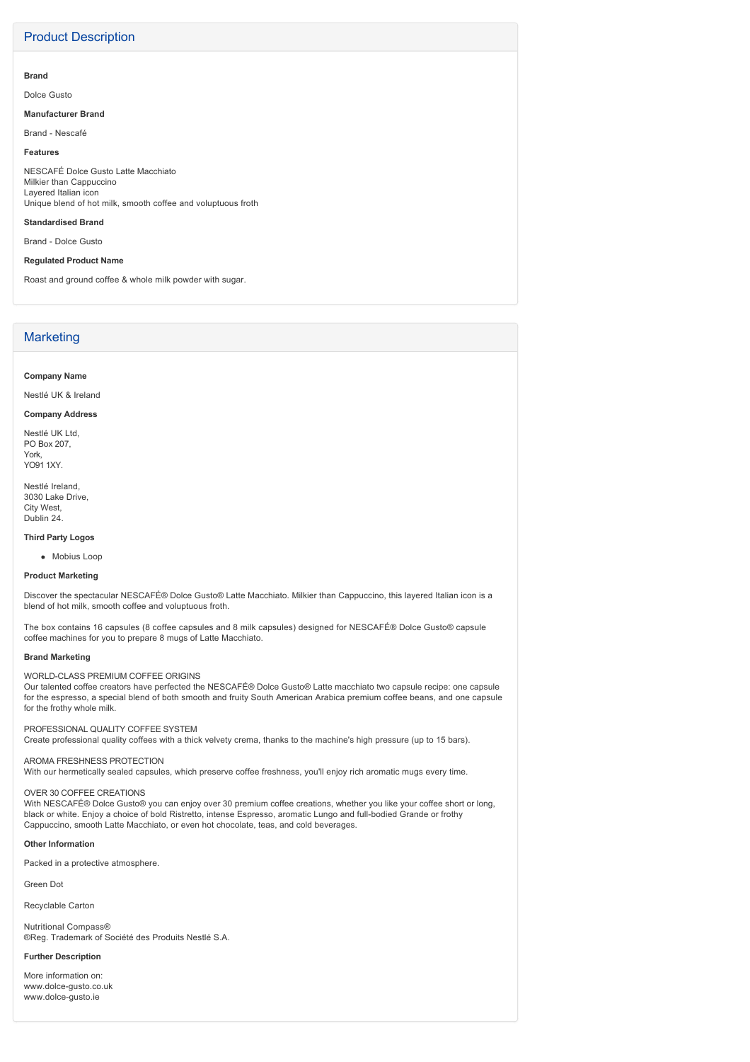## Product Description

**Brand**

Dolce Gusto

**Manufacturer Brand**

Brand - Nescafé

**Features**

NESCAFÉ Dolce Gusto Latte Macchiato
Milkier than Cappuccino
Layered Italian icon
Unique blend of hot milk, smooth coffee and voluptuous froth

**Standardised Brand**

Brand - Dolce Gusto

**Regulated Product Name**

Roast and ground coffee & whole milk powder with sugar.

## Marketing

**Company Name**

Nestlé UK & Ireland

**Company Address**

Nestlé UK Ltd,
PO Box 207,
York,
YO91 1XY.

Nestlé Ireland,
3030 Lake Drive,
City West,
Dublin 24.

**Third Party Logos**

- Mobius Loop

**Product Marketing**

Discover the spectacular NESCAFÉ® Dolce Gusto® Latte Macchiato. Milkier than Cappuccino, this layered Italian icon is a blend of hot milk, smooth coffee and voluptuous froth.

The box contains 16 capsules (8 coffee capsules and 8 milk capsules) designed for NESCAFÉ® Dolce Gusto® capsule coffee machines for you to prepare 8 mugs of Latte Macchiato.

**Brand Marketing**

WORLD-CLASS PREMIUM COFFEE ORIGINS
Our talented coffee creators have perfected the NESCAFÉ® Dolce Gusto® Latte macchiato two capsule recipe: one capsule for the espresso, a special blend of both smooth and fruity South American Arabica premium coffee beans, and one capsule for the frothy whole milk.

PROFESSIONAL QUALITY COFFEE SYSTEM
Create professional quality coffees with a thick velvety crema, thanks to the machine's high pressure (up to 15 bars).

AROMA FRESHNESS PROTECTION
With our hermetically sealed capsules, which preserve coffee freshness, you'll enjoy rich aromatic mugs every time.

OVER 30 COFFEE CREATIONS
With NESCAFÉ® Dolce Gusto® you can enjoy over 30 premium coffee creations, whether you like your coffee short or long, black or white. Enjoy a choice of bold Ristretto, intense Espresso, aromatic Lungo and full-bodied Grande or frothy Cappuccino, smooth Latte Macchiato, or even hot chocolate, teas, and cold beverages.

**Other Information**

Packed in a protective atmosphere.

Green Dot

Recyclable Carton

Nutritional Compass®
®Reg. Trademark of Société des Produits Nestlé S.A.

**Further Description**

More information on:
www.dolce-gusto.co.uk
www.dolce-gusto.ie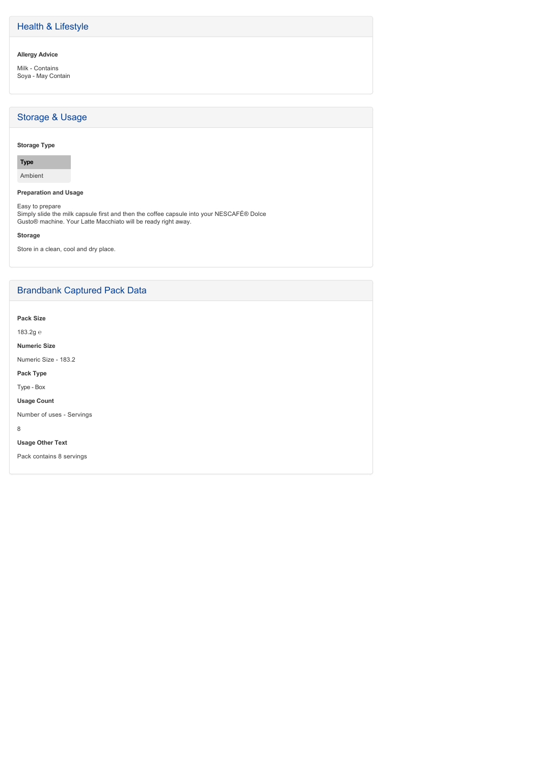## Health & Lifestyle

**Allergy Advice**

Milk - Contains
Soya - May Contain

## Storage & Usage

**Storage Type**

| Type |
| --- |
| Ambient |

**Preparation and Usage**

Easy to prepare
Simply slide the milk capsule first and then the coffee capsule into your NESCAFÉ® Dolce Gusto® machine. Your Latte Macchiato will be ready right away.

**Storage**

Store in a clean, cool and dry place.

## Brandbank Captured Pack Data

**Pack Size**

183.2g ℮

**Numeric Size**

Numeric Size - 183.2

**Pack Type**

Type - Box

**Usage Count**

Number of uses - Servings

8

**Usage Other Text**

Pack contains 8 servings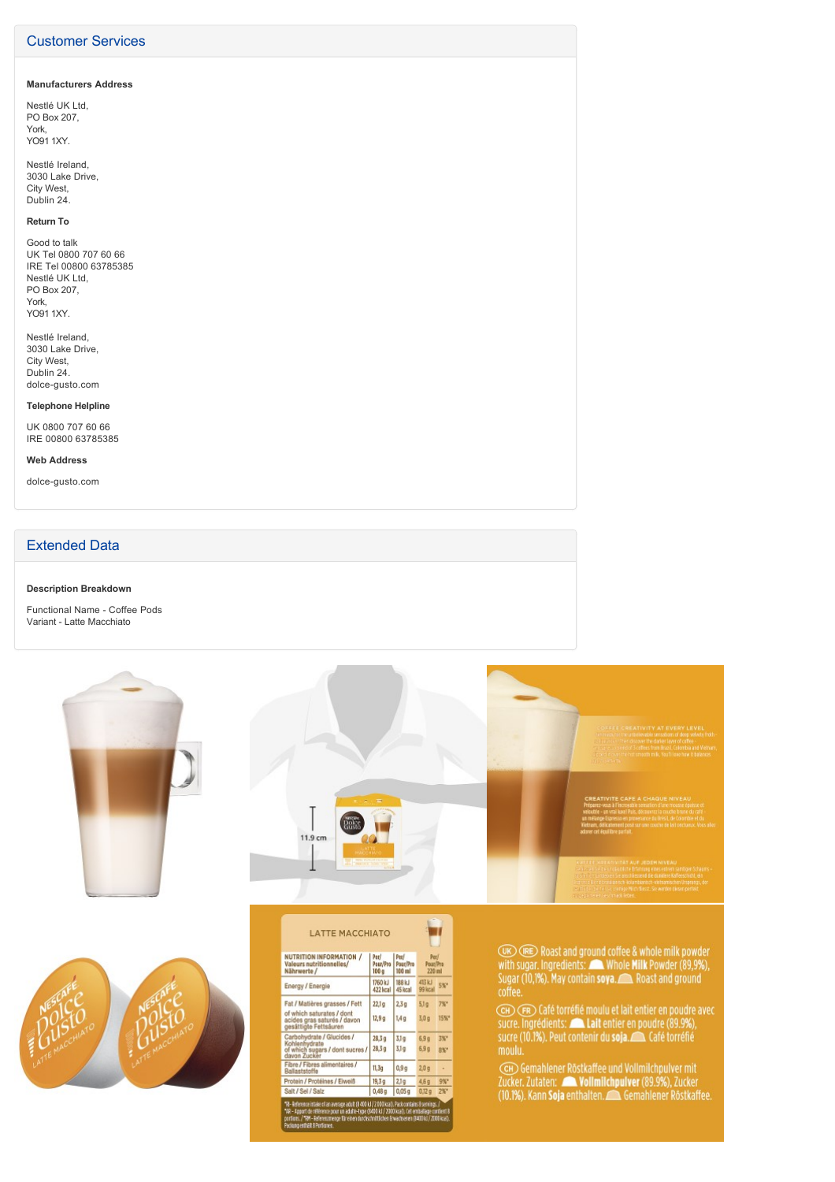## Customer Services

**Manufacturers Address**

Nestlé UK Ltd,
PO Box 207,
York,
YO91 1XY.

Nestlé Ireland,
3030 Lake Drive,
City West,
Dublin 24.

**Return To**

Good to talk
UK Tel 0800 707 60 66
IRE Tel 00800 63785385
Nestlé UK Ltd,
PO Box 207,
York,
YO91 1XY.

Nestlé Ireland,
3030 Lake Drive,
City West,
Dublin 24.
dolce-gusto.com

**Telephone Helpline**

UK 0800 707 60 66
IRE 00800 63785385

**Web Address**

dolce-gusto.com

## Extended Data

**Description Breakdown**

Functional Name - Coffee Pods
Variant - Latte Macchiato

11.9 cm

LATTE MACCHIATO

| NUTRITION INFORMATION / Valeurs nutritionnelles/ Nährwerte / | Per/ Pour/Pro 100 g | Per/ Pour/Pro 100 ml | Per/ Pour/Pro 220 ml | |
|---|---|---|---|---|
| Energy / Energie | 1760 kJ 422 kcal | 188 kJ 45 kcal | 413 kJ 99 kcal | 5%* |
| Fat / Matières grasses / Fett | 22,1 g | 2,3 g | 5,1 g | 7%* |
| of which saturates / dont acides gras saturés / davon gesättigte Fettsäuren | 12,9 g | 1,4 g | 3,0 g | 15%* |
| Carbohydrate / Glucides / Kohlenhydrate | 28,3 g | 3,1 g | 6,9 g | 3%* |
| of which sugars / dont sucres / davon Zucker | 28,3 g | 3,1 g | 6,9 g | 8%* |
| Fibre / Fibres alimentaires / Ballaststoffe | 11,3 g | 0,9 g | 2,0 g | - |
| Protein / Protéines / Eiweiß | 19,3 g | 2,1 g | 4,6 g | 9%* |
| Salt / Sel / Salz | 0,48 g | 0,05 g | 0,12 g | 2%* |

*RI - Reference intake of an average adult (8 400 kJ / 2 000 kcal). Pack contains 8 servings. / *AR - Apport de référence pour un adulte-type (8400 kJ / 2000 kcal). Cet emballage contient 8 portions. / *RM - Referenzmenge für einen durchschnittlichen Erwachsenen (8400 kJ / 2000 kcal). Packung enthält 8 Portionen.

(UK) (IRE) Roast and ground coffee & whole milk powder with sugar. Ingredients: Whole **Milk** Powder (89,9%), Sugar (10,1%). May contain **soya**. Roast and ground coffee.

(CH) (FR) Café torréfié moulu et lait entier en poudre avec sucre. Ingrédients: **Lait** entier en poudre (89.9%), sucre (10.1%). Peut contenir du **soja**. Café torréfié moulu.

(CH) Gemahlener Röstkaffee und Vollmilchpulver mit Zucker. Zutaten: **Vollmilchpulver** (89.9%), Zucker (10.1%). Kann **Soja** enthalten. Gemahlener Röstkaffee.